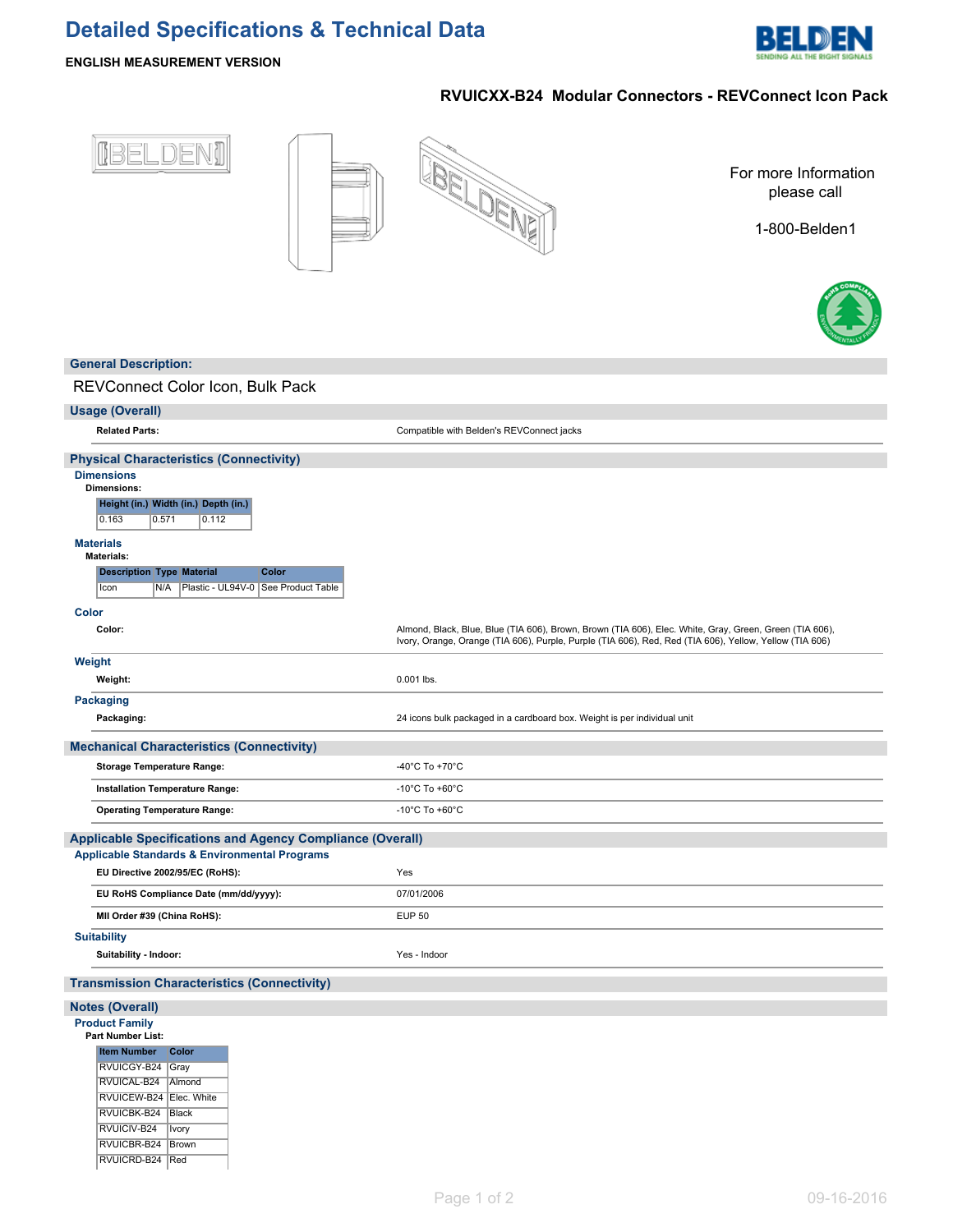# Detailed Specifications & Technical Data

**ENGLISH MEASUREMENT VERSION**

## RVUICXX-B24 Modular Connectors - REVConnect Icon Pack

For more Information please call

1-800-Belden1

### General Description:

REVConnect Color Icon, Bulk Pack

### Usage (Overall)

**Related Parts:** Compatible with Belden's REVConnect jacks

### Physical Characteristics (Connectivity)

#### Dimensions

**Dimensions:**

| Height (in.) | Width (in.) | Depth (in.) |
|---|---|---|
| 0.163 | 0.571 | 0.112 |

#### Materials

**Materials:**

| Description | Type | Material | Color |
|---|---|---|---|
| Icon | N/A | Plastic - UL94V-0 | See Product Table |

#### Color

**Color:** Almond, Black, Blue, Blue (TIA 606), Brown, Brown (TIA 606), Elec. White, Gray, Green, Green (TIA 606), Ivory, Orange, Orange (TIA 606), Purple, Purple (TIA 606), Red, Red (TIA 606), Yellow, Yellow (TIA 606)

#### Weight

**Weight:** 0.001 lbs.

#### Packaging

**Packaging:** 24 icons bulk packaged in a cardboard box. Weight is per individual unit

### Mechanical Characteristics (Connectivity)

**Storage Temperature Range:** -40°C To +70°C

**Installation Temperature Range:** -10°C To +60°C

**Operating Temperature Range:** -10°C To +60°C

### Applicable Specifications and Agency Compliance (Overall)

#### Applicable Standards & Environmental Programs

**EU Directive 2002/95/EC (RoHS):** Yes

**EU RoHS Compliance Date (mm/dd/yyyy):** 07/01/2006

**MII Order #39 (China RoHS):** EUP 50

#### Suitability

**Suitability - Indoor:** Yes - Indoor

### Transmission Characteristics (Connectivity)

### Notes (Overall)

#### Product Family

**Part Number List:**

| Item Number | Color |
|---|---|
| RVUICGY-B24 | Gray |
| RVUICAL-B24 | Almond |
| RVUICEW-B24 | Elec. White |
| RVUICBK-B24 | Black |
| RVUICIV-B24 | Ivory |
| RVUICBR-B24 | Brown |
| RVUICRD-B24 | Red |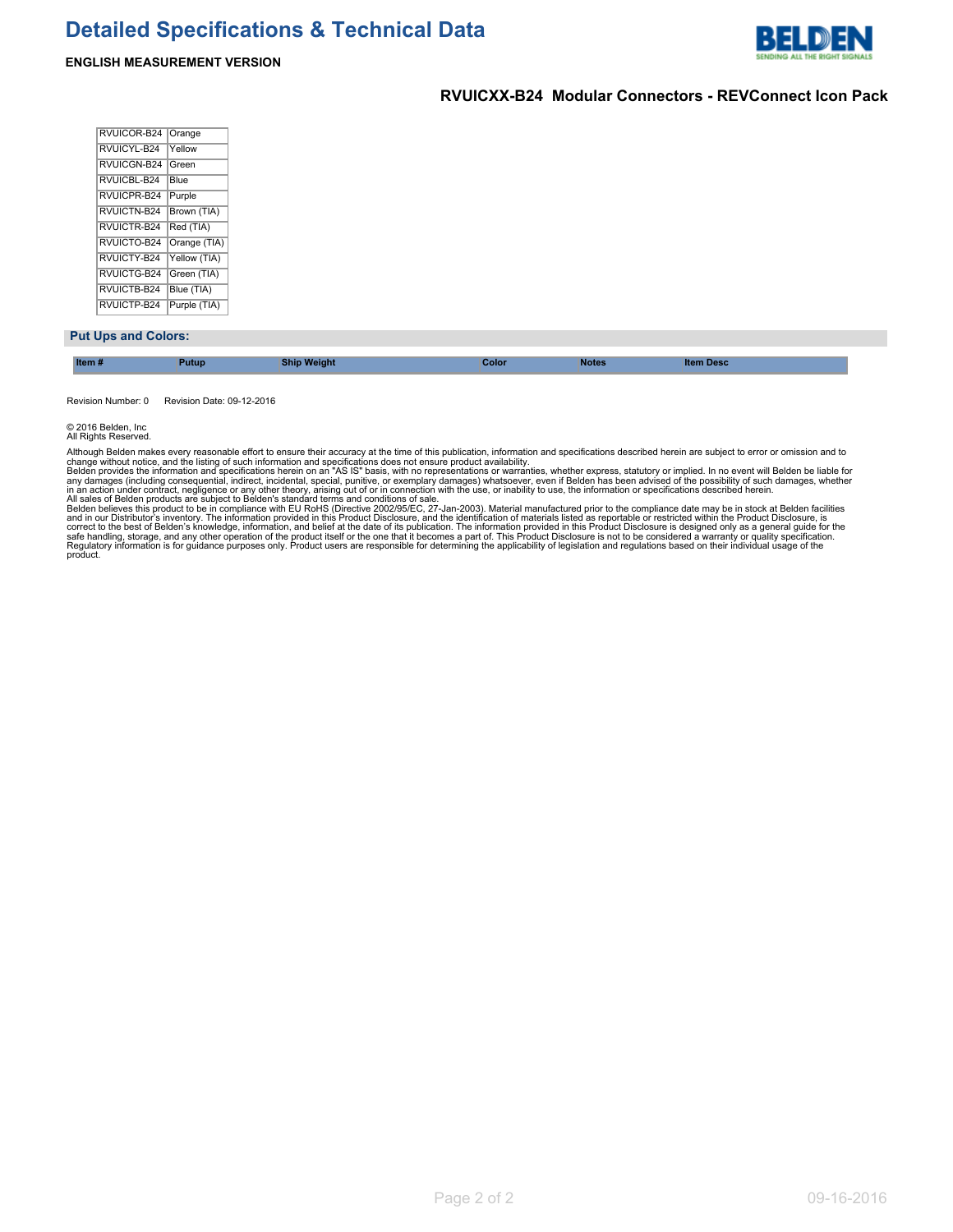| | |
|---|---|
| RVUICOR-B24 | Orange |
| RVUICYL-B24 | Yellow |
| RVUICGN-B24 | Green |
| RVUICBL-B24 | Blue |
| RVUICPR-B24 | Purple |
| RVUICTN-B24 | Brown (TIA) |
| RVUICTR-B24 | Red (TIA) |
| RVUICTO-B24 | Orange (TIA) |
| RVUICTY-B24 | Yellow (TIA) |
| RVUICTG-B24 | Green (TIA) |
| RVUICTB-B24 | Blue (TIA) |
| RVUICTP-B24 | Purple (TIA) |

## Put Ups and Colors:

| Item # | Putup | Ship Weight | Color | Notes | Item Desc |
|---|---|---|---|---|---|

Revision Number: 0 Revision Date: 09-12-2016

© 2016 Belden, Inc
All Rights Reserved.

Although Belden makes every reasonable effort to ensure their accuracy at the time of this publication, information and specifications described herein are subject to error or omission and to change without notice, and the listing of such information and specifications does not ensure product availability.
Belden provides the information and specifications herein on an "AS IS" basis, with no representations or warranties, whether express, statutory or implied. In no event will Belden be liable for any damages (including consequential, indirect, incidental, special, punitive, or exemplary damages) whatsoever, even if Belden has been advised of the possibility of such damages, whether in an action under contract, negligence or any other theory, arising out of or in connection with the use, or inability to use, the information or specifications described herein.
All sales of Belden products are subject to Belden's standard terms and conditions of sale.
Belden believes this product to be in compliance with EU RoHS (Directive 2002/95/EC, 27-Jan-2003). Material manufactured prior to the compliance date may be in stock at Belden facilities and in our Distributor's inventory. The information provided in this Product Disclosure, and the identification of materials listed as reportable or restricted within the Product Disclosure, is correct to the best of Belden's knowledge, information, and belief at the date of its publication. The information provided in this Product Disclosure is designed only as a general guide for the safe handling, storage, and any other operation of the product itself or the one that it becomes a part of. This Product Disclosure is not to be considered a warranty or quality specification. Regulatory information is for guidance purposes only. Product users are responsible for determining the applicability of legislation and regulations based on their individual usage of the product.